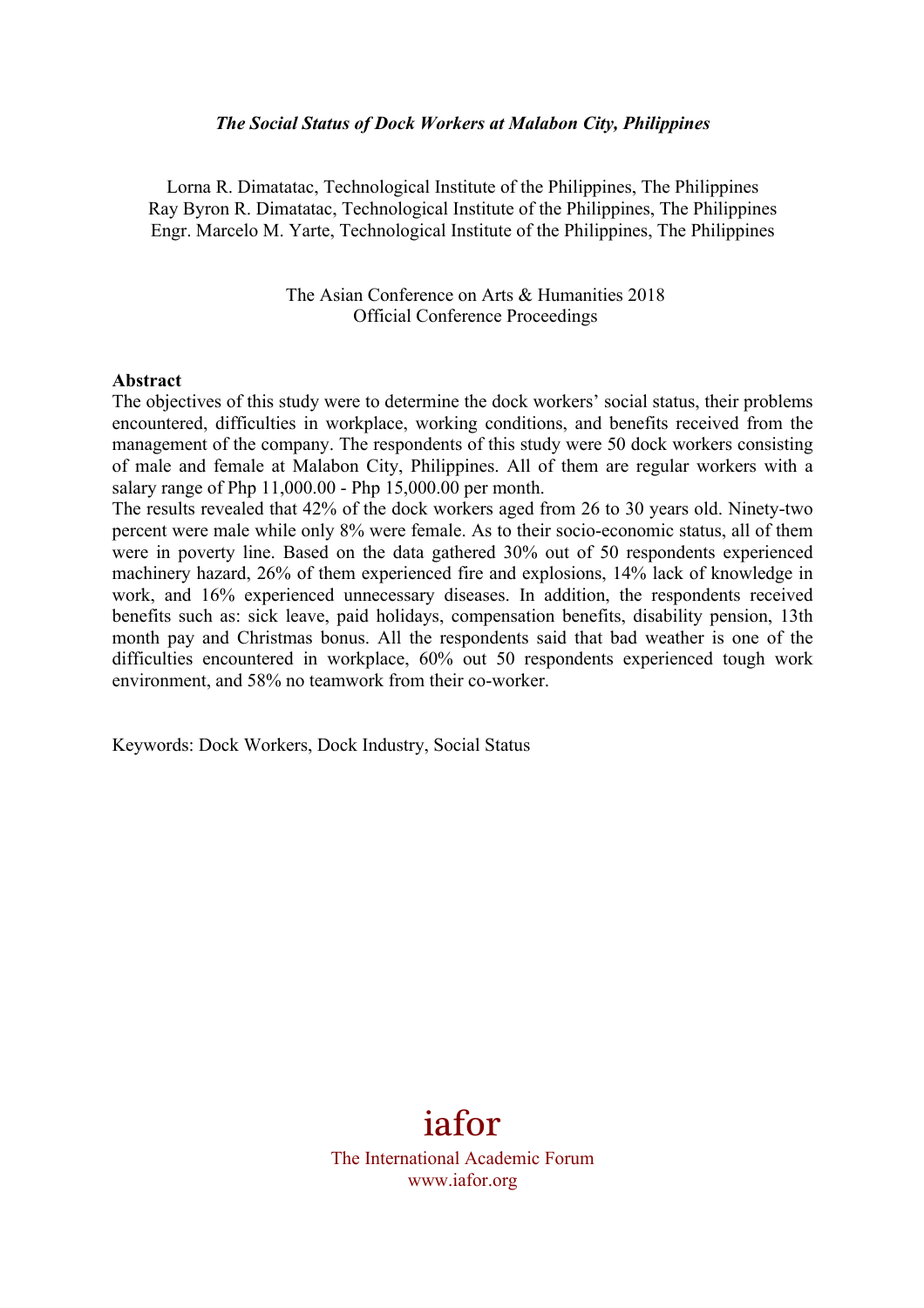# *The Social Status of Dock Workers at Malabon City, Philippines*

Lorna R. Dimatatac, Technological Institute of the Philippines, The Philippines
Ray Byron R. Dimatatac, Technological Institute of the Philippines, The Philippines
Engr. Marcelo M. Yarte, Technological Institute of the Philippines, The Philippines

The Asian Conference on Arts & Humanities 2018
Official Conference Proceedings

**Abstract**

The objectives of this study were to determine the dock workers' social status, their problems encountered, difficulties in workplace, working conditions, and benefits received from the management of the company. The respondents of this study were 50 dock workers consisting of male and female at Malabon City, Philippines. All of them are regular workers with a salary range of Php 11,000.00 - Php 15,000.00 per month.

The results revealed that 42% of the dock workers aged from 26 to 30 years old. Ninety-two percent were male while only 8% were female. As to their socio-economic status, all of them were in poverty line. Based on the data gathered 30% out of 50 respondents experienced machinery hazard, 26% of them experienced fire and explosions, 14% lack of knowledge in work, and 16% experienced unnecessary diseases. In addition, the respondents received benefits such as: sick leave, paid holidays, compensation benefits, disability pension, 13th month pay and Christmas bonus. All the respondents said that bad weather is one of the difficulties encountered in workplace, 60% out 50 respondents experienced tough work environment, and 58% no teamwork from their co-worker.

Keywords: Dock Workers, Dock Industry, Social Status

iafor
The International Academic Forum
www.iafor.org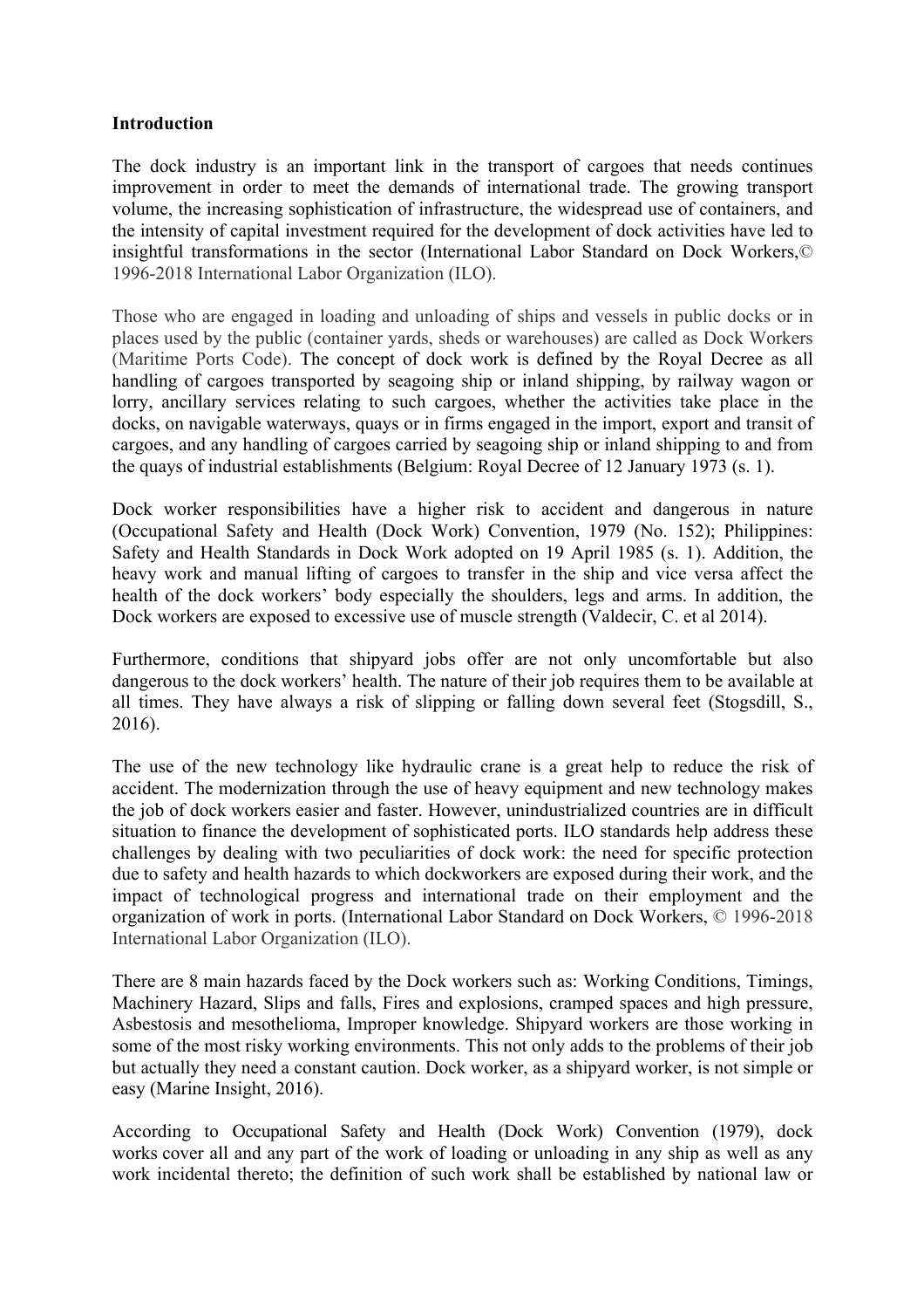**Introduction**

The dock industry is an important link in the transport of cargoes that needs continues improvement in order to meet the demands of international trade. The growing transport volume, the increasing sophistication of infrastructure, the widespread use of containers, and the intensity of capital investment required for the development of dock activities have led to insightful transformations in the sector (International Labor Standard on Dock Workers,© 1996-2018 International Labor Organization (ILO).

Those who are engaged in loading and unloading of ships and vessels in public docks or in places used by the public (container yards, sheds or warehouses) are called as Dock Workers (Maritime Ports Code). The concept of dock work is defined by the Royal Decree as all handling of cargoes transported by seagoing ship or inland shipping, by railway wagon or lorry, ancillary services relating to such cargoes, whether the activities take place in the docks, on navigable waterways, quays or in firms engaged in the import, export and transit of cargoes, and any handling of cargoes carried by seagoing ship or inland shipping to and from the quays of industrial establishments (Belgium: Royal Decree of 12 January 1973 (s. 1).

Dock worker responsibilities have a higher risk to accident and dangerous in nature (Occupational Safety and Health (Dock Work) Convention, 1979 (No. 152); Philippines: Safety and Health Standards in Dock Work adopted on 19 April 1985 (s. 1). Addition, the heavy work and manual lifting of cargoes to transfer in the ship and vice versa affect the health of the dock workers' body especially the shoulders, legs and arms. In addition, the Dock workers are exposed to excessive use of muscle strength (Valdecir, C. et al 2014).

Furthermore, conditions that shipyard jobs offer are not only uncomfortable but also dangerous to the dock workers' health. The nature of their job requires them to be available at all times. They have always a risk of slipping or falling down several feet (Stogsdill, S., 2016).

The use of the new technology like hydraulic crane is a great help to reduce the risk of accident. The modernization through the use of heavy equipment and new technology makes the job of dock workers easier and faster. However, unindustrialized countries are in difficult situation to finance the development of sophisticated ports. ILO standards help address these challenges by dealing with two peculiarities of dock work: the need for specific protection due to safety and health hazards to which dockworkers are exposed during their work, and the impact of technological progress and international trade on their employment and the organization of work in ports. (International Labor Standard on Dock Workers, © 1996-2018 International Labor Organization (ILO).

There are 8 main hazards faced by the Dock workers such as: Working Conditions, Timings, Machinery Hazard, Slips and falls, Fires and explosions, cramped spaces and high pressure, Asbestosis and mesothelioma, Improper knowledge. Shipyard workers are those working in some of the most risky working environments. This not only adds to the problems of their job but actually they need a constant caution. Dock worker, as a shipyard worker, is not simple or easy (Marine Insight, 2016).

According to Occupational Safety and Health (Dock Work) Convention (1979), dock works cover all and any part of the work of loading or unloading in any ship as well as any work incidental thereto; the definition of such work shall be established by national law or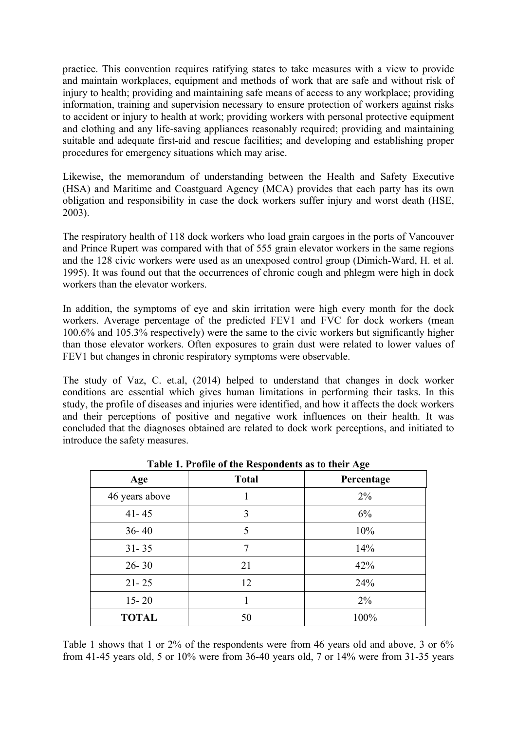practice. This convention requires ratifying states to take measures with a view to provide and maintain workplaces, equipment and methods of work that are safe and without risk of injury to health; providing and maintaining safe means of access to any workplace; providing information, training and supervision necessary to ensure protection of workers against risks to accident or injury to health at work; providing workers with personal protective equipment and clothing and any life-saving appliances reasonably required; providing and maintaining suitable and adequate first-aid and rescue facilities; and developing and establishing proper procedures for emergency situations which may arise.

Likewise, the memorandum of understanding between the Health and Safety Executive (HSA) and Maritime and Coastguard Agency (MCA) provides that each party has its own obligation and responsibility in case the dock workers suffer injury and worst death (HSE, 2003).

The respiratory health of 118 dock workers who load grain cargoes in the ports of Vancouver and Prince Rupert was compared with that of 555 grain elevator workers in the same regions and the 128 civic workers were used as an unexposed control group (Dimich-Ward, H. et al. 1995). It was found out that the occurrences of chronic cough and phlegm were high in dock workers than the elevator workers.

In addition, the symptoms of eye and skin irritation were high every month for the dock workers. Average percentage of the predicted FEV1 and FVC for dock workers (mean 100.6% and 105.3% respectively) were the same to the civic workers but significantly higher than those elevator workers. Often exposures to grain dust were related to lower values of FEV1 but changes in chronic respiratory symptoms were observable.

The study of Vaz, C. et.al, (2014) helped to understand that changes in dock worker conditions are essential which gives human limitations in performing their tasks. In this study, the profile of diseases and injuries were identified, and how it affects the dock workers and their perceptions of positive and negative work influences on their health. It was concluded that the diagnoses obtained are related to dock work perceptions, and initiated to introduce the safety measures.

**Table 1. Profile of the Respondents as to their Age**

| Age | Total | Percentage |
|---|---|---|
| 46 years above | 1 | 2% |
| 41- 45 | 3 | 6% |
| 36- 40 | 5 | 10% |
| 31- 35 | 7 | 14% |
| 26- 30 | 21 | 42% |
| 21- 25 | 12 | 24% |
| 15- 20 | 1 | 2% |
| **TOTAL** | 50 | 100% |

Table 1 shows that 1 or 2% of the respondents were from 46 years old and above, 3 or 6% from 41-45 years old, 5 or 10% were from 36-40 years old, 7 or 14% were from 31-35 years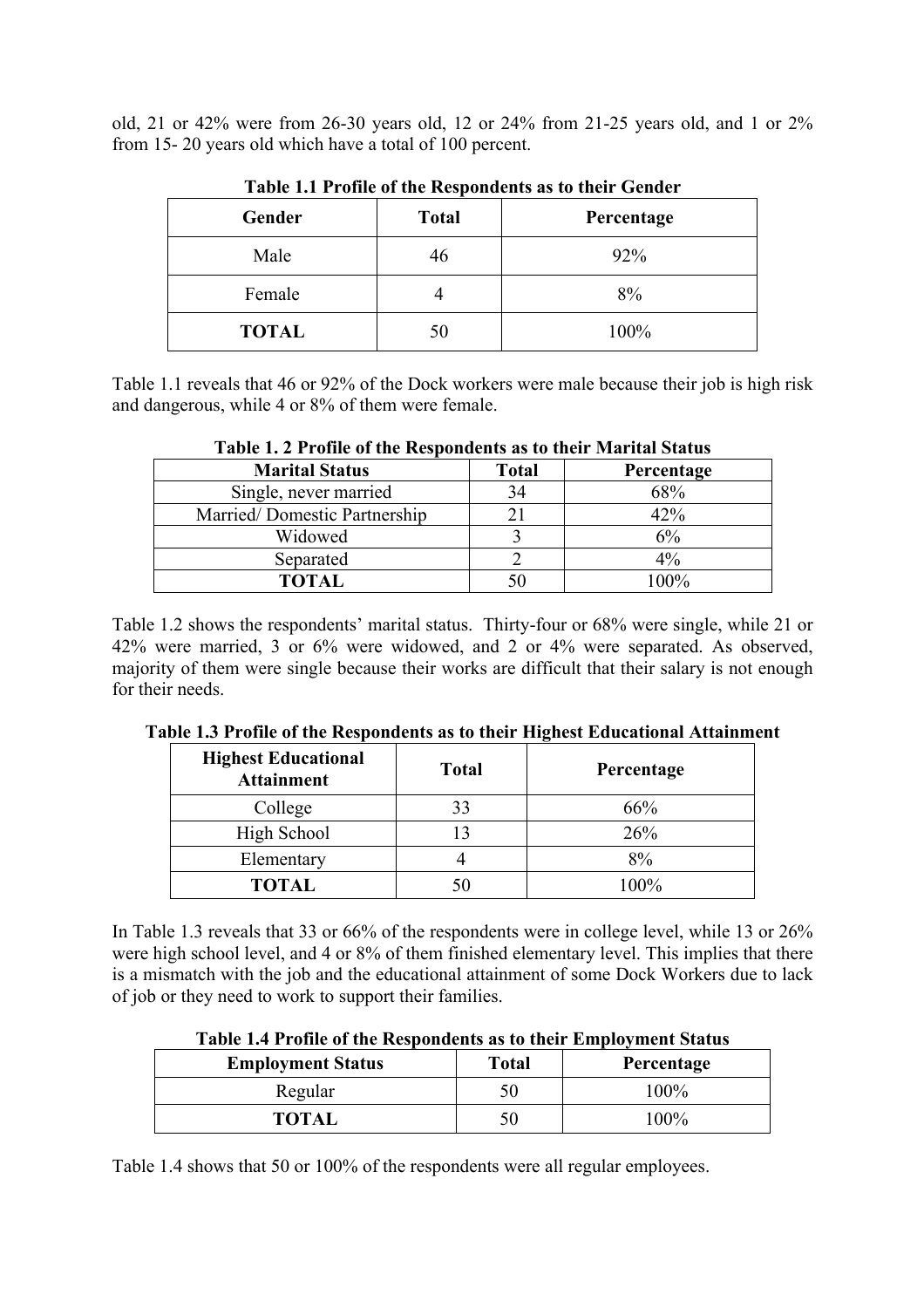old, 21 or 42% were from 26-30 years old, 12 or 24% from 21-25 years old, and 1 or 2% from 15- 20 years old which have a total of 100 percent.

**Table 1.1 Profile of the Respondents as to their Gender**

| Gender | Total | Percentage |
|---|---|---|
| Male | 46 | 92% |
| Female | 4 | 8% |
| **TOTAL** | 50 | 100% |

Table 1.1 reveals that 46 or 92% of the Dock workers were male because their job is high risk and dangerous, while 4 or 8% of them were female.

**Table 1. 2 Profile of the Respondents as to their Marital Status**

| Marital Status | Total | Percentage |
|---|---|---|
| Single, never married | 34 | 68% |
| Married/ Domestic Partnership | 21 | 42% |
| Widowed | 3 | 6% |
| Separated | 2 | 4% |
| **TOTAL** | 50 | 100% |

Table 1.2 shows the respondents' marital status. Thirty-four or 68% were single, while 21 or 42% were married, 3 or 6% were widowed, and 2 or 4% were separated. As observed, majority of them were single because their works are difficult that their salary is not enough for their needs.

**Table 1.3 Profile of the Respondents as to their Highest Educational Attainment**

| Highest Educational Attainment | Total | Percentage |
|---|---|---|
| College | 33 | 66% |
| High School | 13 | 26% |
| Elementary | 4 | 8% |
| **TOTAL** | 50 | 100% |

In Table 1.3 reveals that 33 or 66% of the respondents were in college level, while 13 or 26% were high school level, and 4 or 8% of them finished elementary level. This implies that there is a mismatch with the job and the educational attainment of some Dock Workers due to lack of job or they need to work to support their families.

**Table 1.4 Profile of the Respondents as to their Employment Status**

| Employment Status | Total | Percentage |
|---|---|---|
| Regular | 50 | 100% |
| **TOTAL** | 50 | 100% |

Table 1.4 shows that 50 or 100% of the respondents were all regular employees.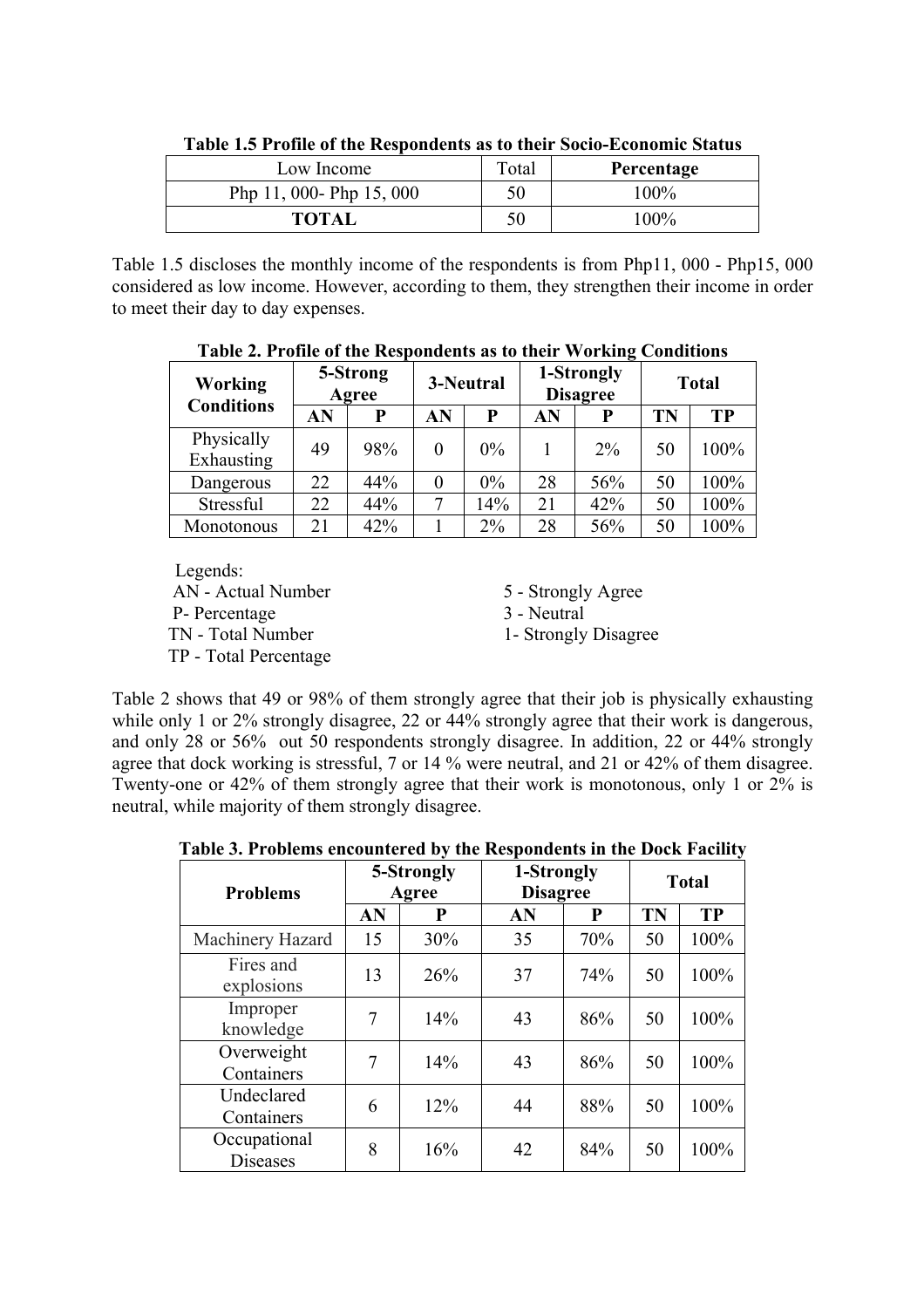**Table 1.5 Profile of the Respondents as to their Socio-Economic Status**

| Low Income | Total | **Percentage** |
|---|---|---|
| Php 11, 000- Php 15, 000 | 50 | 100% |
| **TOTAL** | 50 | 100% |

Table 1.5 discloses the monthly income of the respondents is from Php11, 000 - Php15, 000 considered as low income. However, according to them, they strengthen their income in order to meet their day to day expenses.

**Table 2. Profile of the Respondents as to their Working Conditions**

| Working Conditions | 5-Strong Agree | | 3-Neutral | | 1-Strongly Disagree | | Total | |
|---|---|---|---|---|---|---|---|---|
| | AN | P | AN | P | AN | P | TN | TP |
| Physically Exhausting | 49 | 98% | 0 | 0% | 1 | 2% | 50 | 100% |
| Dangerous | 22 | 44% | 0 | 0% | 28 | 56% | 50 | 100% |
| Stressful | 22 | 44% | 7 | 14% | 21 | 42% | 50 | 100% |
| Monotonous | 21 | 42% | 1 | 2% | 28 | 56% | 50 | 100% |

Legends:
AN - Actual Number
P- Percentage
TN - Total Number
TP - Total Percentage

5 - Strongly Agree
3 - Neutral
1- Strongly Disagree

Table 2 shows that 49 or 98% of them strongly agree that their job is physically exhausting while only 1 or 2% strongly disagree, 22 or 44% strongly agree that their work is dangerous, and only 28 or 56% out 50 respondents strongly disagree. In addition, 22 or 44% strongly agree that dock working is stressful, 7 or 14 % were neutral, and 21 or 42% of them disagree. Twenty-one or 42% of them strongly agree that their work is monotonous, only 1 or 2% is neutral, while majority of them strongly disagree.

**Table 3. Problems encountered by the Respondents in the Dock Facility**

| Problems | 5-Strongly Agree | | 1-Strongly Disagree | | Total | |
|---|---|---|---|---|---|---|
| | AN | P | AN | P | TN | TP |
| Machinery Hazard | 15 | 30% | 35 | 70% | 50 | 100% |
| Fires and explosions | 13 | 26% | 37 | 74% | 50 | 100% |
| Improper knowledge | 7 | 14% | 43 | 86% | 50 | 100% |
| Overweight Containers | 7 | 14% | 43 | 86% | 50 | 100% |
| Undeclared Containers | 6 | 12% | 44 | 88% | 50 | 100% |
| Occupational Diseases | 8 | 16% | 42 | 84% | 50 | 100% |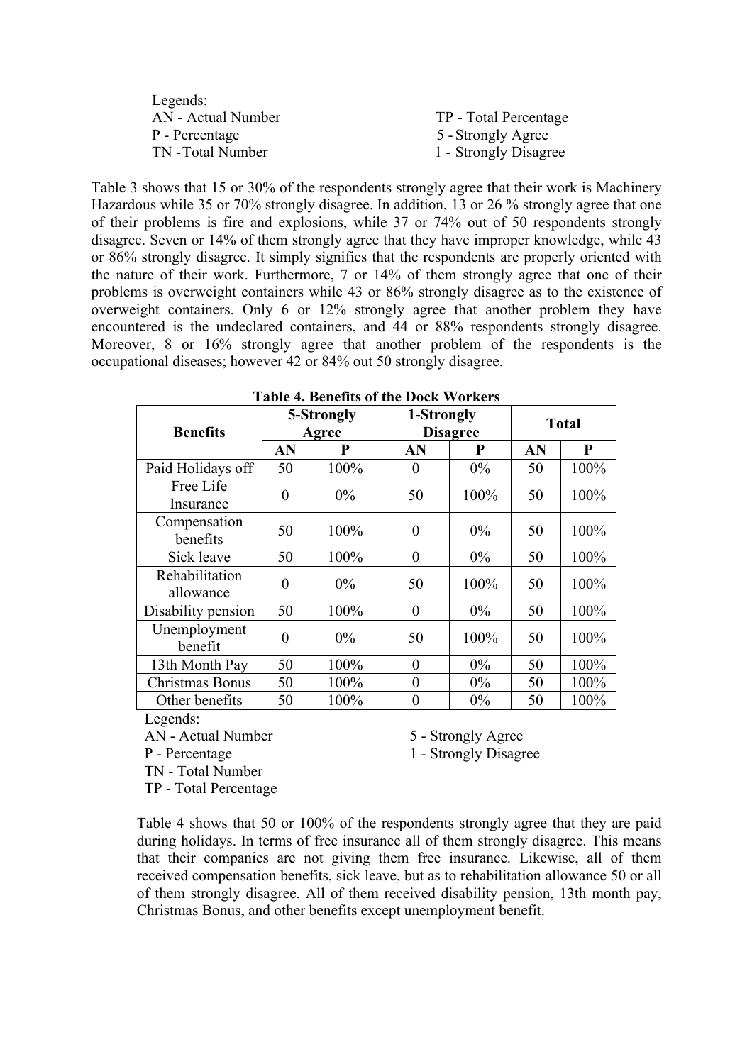Legends:

AN - Actual Number
P - Percentage
TN - Total Number
TP - Total Percentage
5 - Strongly Agree
1 - Strongly Disagree

Table 3 shows that 15 or 30% of the respondents strongly agree that their work is Machinery Hazardous while 35 or 70% strongly disagree. In addition, 13 or 26 % strongly agree that one of their problems is fire and explosions, while 37 or 74% out of 50 respondents strongly disagree. Seven or 14% of them strongly agree that they have improper knowledge, while 43 or 86% strongly disagree. It simply signifies that the respondents are properly oriented with the nature of their work. Furthermore, 7 or 14% of them strongly agree that one of their problems is overweight containers while 43 or 86% strongly disagree as to the existence of overweight containers. Only 6 or 12% strongly agree that another problem they have encountered is the undeclared containers, and 44 or 88% respondents strongly disagree. Moreover, 8 or 16% strongly agree that another problem of the respondents is the occupational diseases; however 42 or 84% out 50 strongly disagree.

**Table 4. Benefits of the Dock Workers**

| Benefits | 5-Strongly Agree | | 1-Strongly Disagree | | Total | |
|---|---|---|---|---|---|---|
| | AN | P | AN | P | AN | P |
| Paid Holidays off | 50 | 100% | 0 | 0% | 50 | 100% |
| Free Life Insurance | 0 | 0% | 50 | 100% | 50 | 100% |
| Compensation benefits | 50 | 100% | 0 | 0% | 50 | 100% |
| Sick leave | 50 | 100% | 0 | 0% | 50 | 100% |
| Rehabilitation allowance | 0 | 0% | 50 | 100% | 50 | 100% |
| Disability pension | 50 | 100% | 0 | 0% | 50 | 100% |
| Unemployment benefit | 0 | 0% | 50 | 100% | 50 | 100% |
| 13th Month Pay | 50 | 100% | 0 | 0% | 50 | 100% |
| Christmas Bonus | 50 | 100% | 0 | 0% | 50 | 100% |
| Other benefits | 50 | 100% | 0 | 0% | 50 | 100% |

Legends:

AN - Actual Number
P - Percentage
TN - Total Number
TP - Total Percentage
5 - Strongly Agree
1 - Strongly Disagree

Table 4 shows that 50 or 100% of the respondents strongly agree that they are paid during holidays. In terms of free insurance all of them strongly disagree. This means that their companies are not giving them free insurance. Likewise, all of them received compensation benefits, sick leave, but as to rehabilitation allowance 50 or all of them strongly disagree. All of them received disability pension, 13th month pay, Christmas Bonus, and other benefits except unemployment benefit.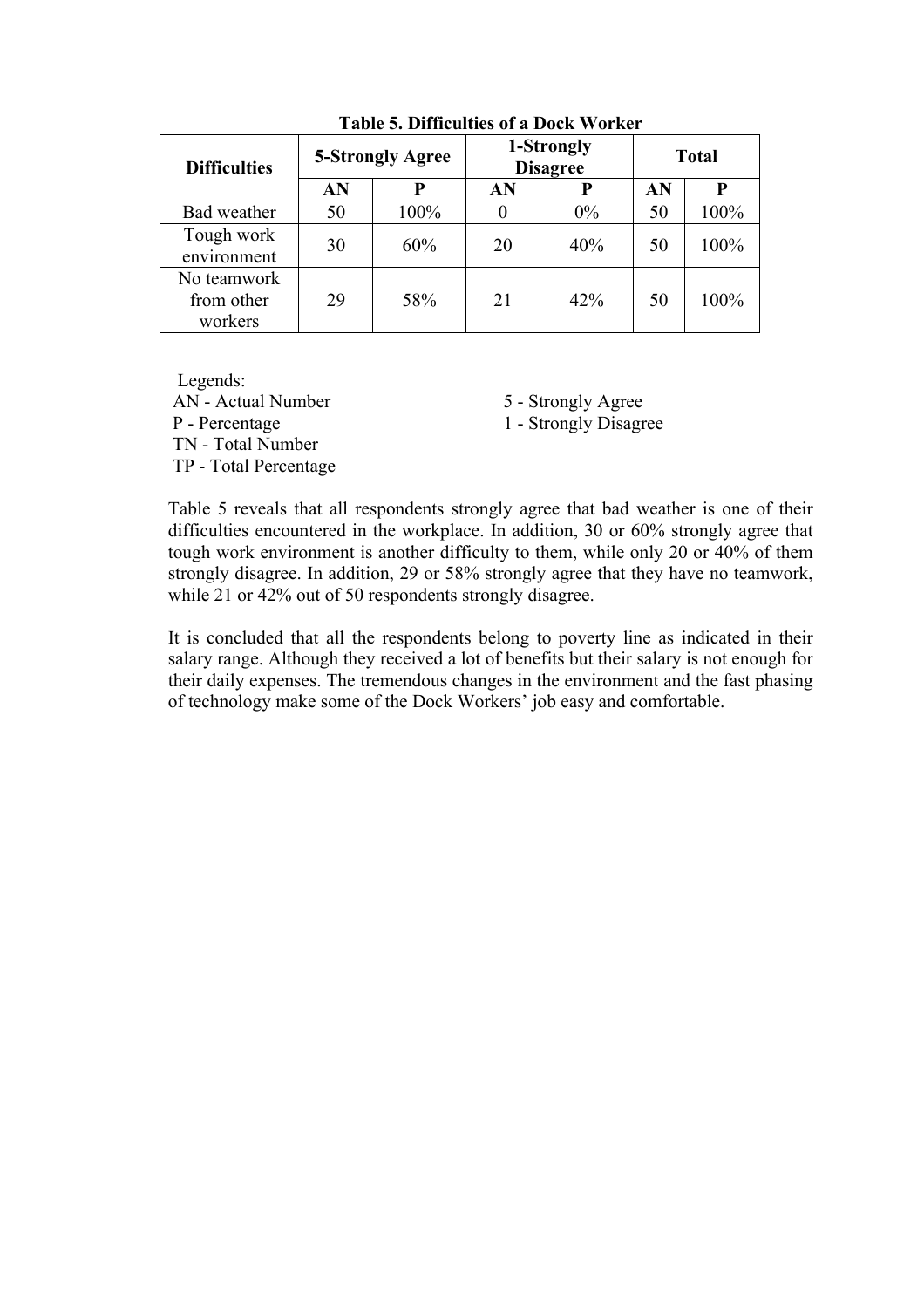**Table 5. Difficulties of a Dock Worker**

| Difficulties | 5-Strongly Agree | | 1-Strongly Disagree | | Total | |
|---|---|---|---|---|---|---|
| | AN | P | AN | P | AN | P |
| Bad weather | 50 | 100% | 0 | 0% | 50 | 100% |
| Tough work environment | 30 | 60% | 20 | 40% | 50 | 100% |
| No teamwork from other workers | 29 | 58% | 21 | 42% | 50 | 100% |

Legends:

AN - Actual Number
P - Percentage
TN - Total Number
TP - Total Percentage

5 - Strongly Agree
1 - Strongly Disagree

Table 5 reveals that all respondents strongly agree that bad weather is one of their difficulties encountered in the workplace. In addition, 30 or 60% strongly agree that tough work environment is another difficulty to them, while only 20 or 40% of them strongly disagree. In addition, 29 or 58% strongly agree that they have no teamwork, while 21 or 42% out of 50 respondents strongly disagree.

It is concluded that all the respondents belong to poverty line as indicated in their salary range. Although they received a lot of benefits but their salary is not enough for their daily expenses. The tremendous changes in the environment and the fast phasing of technology make some of the Dock Workers' job easy and comfortable.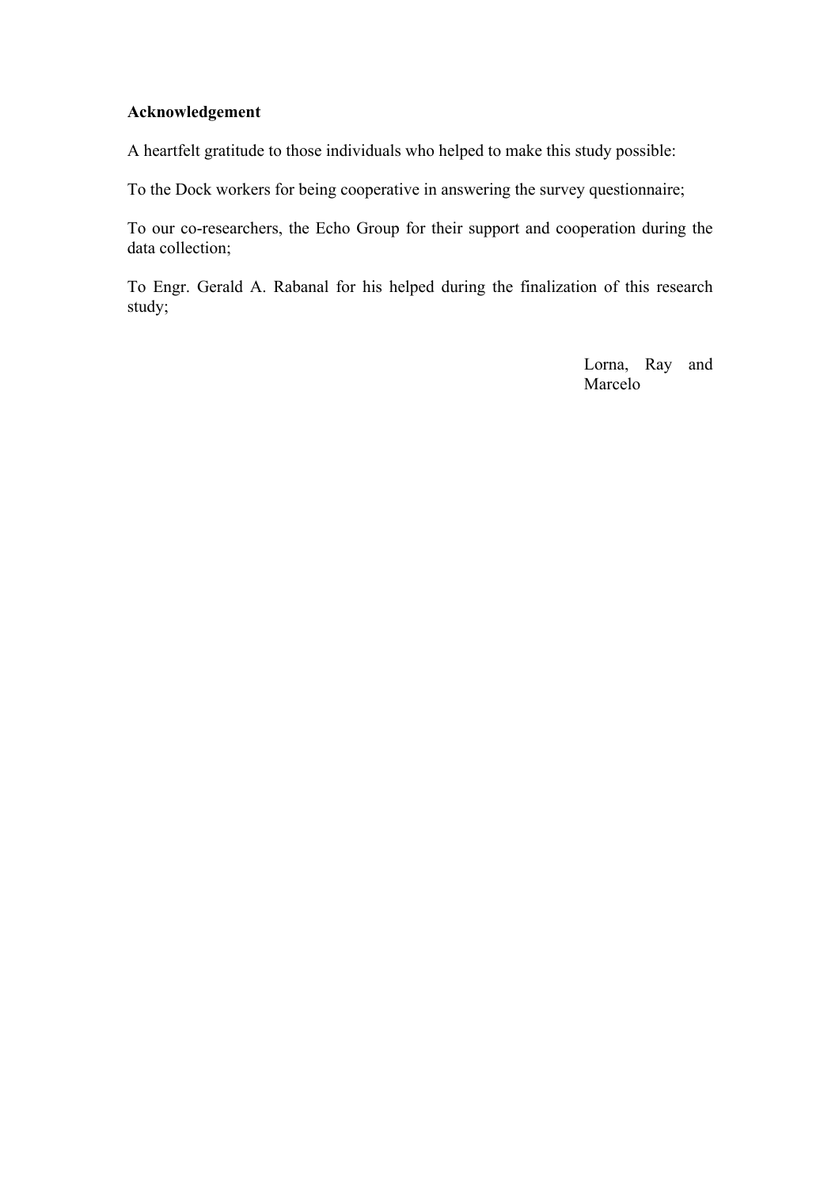**Acknowledgement**

A heartfelt gratitude to those individuals who helped to make this study possible:

To the Dock workers for being cooperative in answering the survey questionnaire;

To our co-researchers, the Echo Group for their support and cooperation during the data collection;

To Engr. Gerald A. Rabanal for his helped during the finalization of this research study;

Lorna, Ray and Marcelo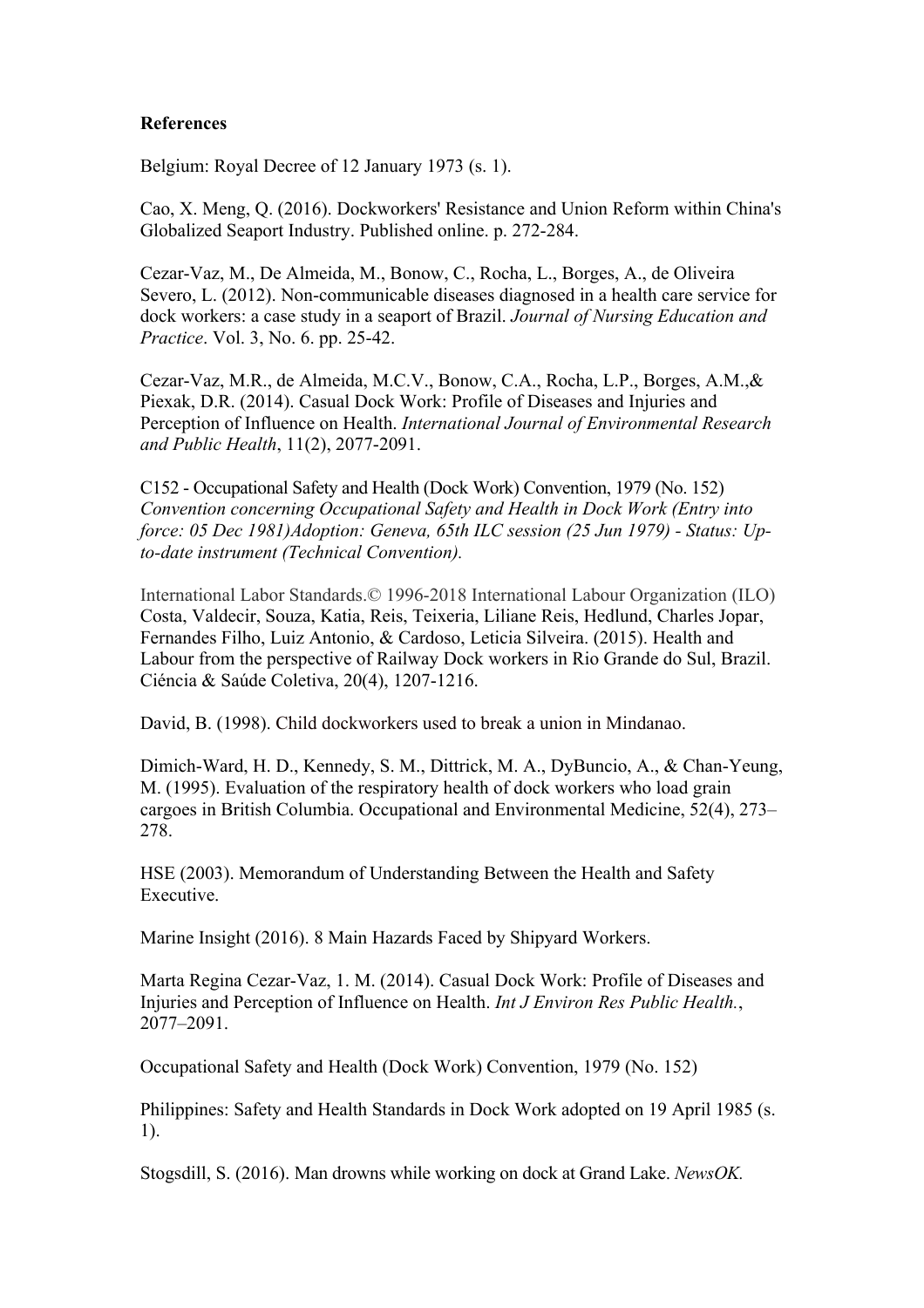**References**

Belgium: Royal Decree of 12 January 1973 (s. 1).

Cao, X. Meng, Q. (2016). Dockworkers' Resistance and Union Reform within China's Globalized Seaport Industry. Published online. p. 272-284.

Cezar-Vaz, M., De Almeida, M., Bonow, C., Rocha, L., Borges, A., de Oliveira Severo, L. (2012). Non-communicable diseases diagnosed in a health care service for dock workers: a case study in a seaport of Brazil. *Journal of Nursing Education and Practice*. Vol. 3, No. 6. pp. 25-42.

Cezar-Vaz, M.R., de Almeida, M.C.V., Bonow, C.A., Rocha, L.P., Borges, A.M.,& Piexak, D.R. (2014). Casual Dock Work: Profile of Diseases and Injuries and Perception of Influence on Health. *International Journal of Environmental Research and Public Health*, 11(2), 2077-2091.

C152 - Occupational Safety and Health (Dock Work) Convention, 1979 (No. 152) *Convention concerning Occupational Safety and Health in Dock Work (Entry into force: 05 Dec 1981)Adoption: Geneva, 65th ILC session (25 Jun 1979) - Status: Up-to-date instrument (Technical Convention).*

International Labor Standards.© 1996-2018 International Labour Organization (ILO)
Costa, Valdecir, Souza, Katia, Reis, Teixeria, Liliane Reis, Hedlund, Charles Jopar, Fernandes Filho, Luiz Antonio, & Cardoso, Leticia Silveira. (2015). Health and Labour from the perspective of Railway Dock workers in Rio Grande do Sul, Brazil. Ciéncia & Saúde Coletiva, 20(4), 1207-1216.

David, B. (1998). Child dockworkers used to break a union in Mindanao.

Dimich-Ward, H. D., Kennedy, S. M., Dittrick, M. A., DyBuncio, A., & Chan-Yeung, M. (1995). Evaluation of the respiratory health of dock workers who load grain cargoes in British Columbia. Occupational and Environmental Medicine, 52(4), 273–278.

HSE (2003). Memorandum of Understanding Between the Health and Safety Executive.

Marine Insight (2016). 8 Main Hazards Faced by Shipyard Workers.

Marta Regina Cezar-Vaz, 1. M. (2014). Casual Dock Work: Profile of Diseases and Injuries and Perception of Influence on Health. *Int J Environ Res Public Health.*, 2077–2091.

Occupational Safety and Health (Dock Work) Convention, 1979 (No. 152)

Philippines: Safety and Health Standards in Dock Work adopted on 19 April 1985 (s. 1).

Stogsdill, S. (2016). Man drowns while working on dock at Grand Lake. *NewsOK.*